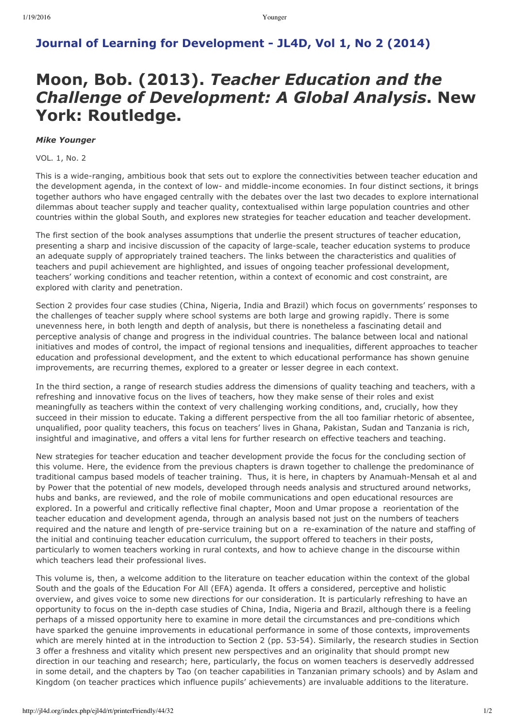## Journal of Learning for Development - JL4D, Vol 1, No 2 (2014)

# Moon, Bob. (2013). *Teacher Education and the Challenge of Development: A Global Analysis*. New York: Routledge.

***Mike Younger***

VOL. 1, No. 2

This is a wide-ranging, ambitious book that sets out to explore the connectivities between teacher education and the development agenda, in the context of low- and middle-income economies. In four distinct sections, it brings together authors who have engaged centrally with the debates over the last two decades to explore international dilemmas about teacher supply and teacher quality, contextualised within large population countries and other countries within the global South, and explores new strategies for teacher education and teacher development.

The first section of the book analyses assumptions that underlie the present structures of teacher education, presenting a sharp and incisive discussion of the capacity of large-scale, teacher education systems to produce an adequate supply of appropriately trained teachers. The links between the characteristics and qualities of teachers and pupil achievement are highlighted, and issues of ongoing teacher professional development, teachers' working conditions and teacher retention, within a context of economic and cost constraint, are explored with clarity and penetration.

Section 2 provides four case studies (China, Nigeria, India and Brazil) which focus on governments' responses to the challenges of teacher supply where school systems are both large and growing rapidly. There is some unevenness here, in both length and depth of analysis, but there is nonetheless a fascinating detail and perceptive analysis of change and progress in the individual countries. The balance between local and national initiatives and modes of control, the impact of regional tensions and inequalities, different approaches to teacher education and professional development, and the extent to which educational performance has shown genuine improvements, are recurring themes, explored to a greater or lesser degree in each context.

In the third section, a range of research studies address the dimensions of quality teaching and teachers, with a refreshing and innovative focus on the lives of teachers, how they make sense of their roles and exist meaningfully as teachers within the context of very challenging working conditions, and, crucially, how they succeed in their mission to educate. Taking a different perspective from the all too familiar rhetoric of absentee, unqualified, poor quality teachers, this focus on teachers' lives in Ghana, Pakistan, Sudan and Tanzania is rich, insightful and imaginative, and offers a vital lens for further research on effective teachers and teaching.

New strategies for teacher education and teacher development provide the focus for the concluding section of this volume. Here, the evidence from the previous chapters is drawn together to challenge the predominance of traditional campus based models of teacher training. Thus, it is here, in chapters by Anamuah-Mensah et al and by Power that the potential of new models, developed through needs analysis and structured around networks, hubs and banks, are reviewed, and the role of mobile communications and open educational resources are explored. In a powerful and critically reflective final chapter, Moon and Umar propose a reorientation of the teacher education and development agenda, through an analysis based not just on the numbers of teachers required and the nature and length of pre-service training but on a re-examination of the nature and staffing of the initial and continuing teacher education curriculum, the support offered to teachers in their posts, particularly to women teachers working in rural contexts, and how to achieve change in the discourse within which teachers lead their professional lives.

This volume is, then, a welcome addition to the literature on teacher education within the context of the global South and the goals of the Education For All (EFA) agenda. It offers a considered, perceptive and holistic overview, and gives voice to some new directions for our consideration. It is particularly refreshing to have an opportunity to focus on the in-depth case studies of China, India, Nigeria and Brazil, although there is a feeling perhaps of a missed opportunity here to examine in more detail the circumstances and pre-conditions which have sparked the genuine improvements in educational performance in some of those contexts, improvements which are merely hinted at in the introduction to Section 2 (pp. 53-54). Similarly, the research studies in Section 3 offer a freshness and vitality which present new perspectives and an originality that should prompt new direction in our teaching and research; here, particularly, the focus on women teachers is deservedly addressed in some detail, and the chapters by Tao (on teacher capabilities in Tanzanian primary schools) and by Aslam and Kingdom (on teacher practices which influence pupils' achievements) are invaluable additions to the literature.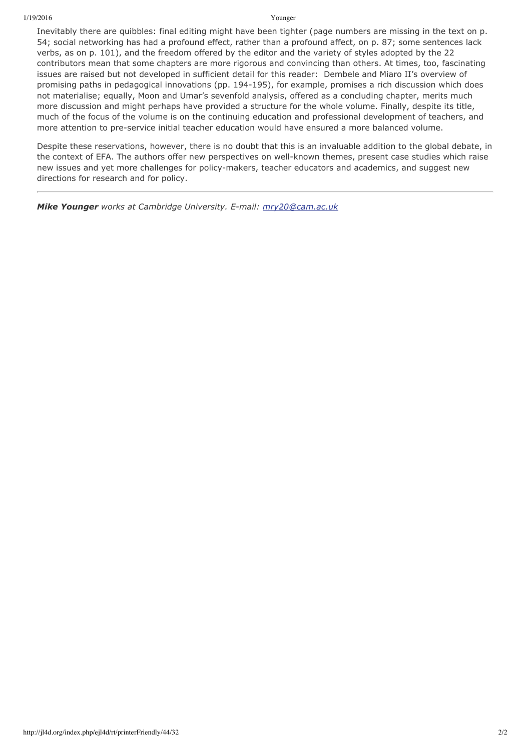Inevitably there are quibbles: final editing might have been tighter (page numbers are missing in the text on p. 54; social networking has had a profound effect, rather than a profound affect, on p. 87; some sentences lack verbs, as on p. 101), and the freedom offered by the editor and the variety of styles adopted by the 22 contributors mean that some chapters are more rigorous and convincing than others. At times, too, fascinating issues are raised but not developed in sufficient detail for this reader:  Dembele and Miaro II's overview of promising paths in pedagogical innovations (pp. 194-195), for example, promises a rich discussion which does not materialise; equally, Moon and Umar's sevenfold analysis, offered as a concluding chapter, merits much more discussion and might perhaps have provided a structure for the whole volume. Finally, despite its title, much of the focus of the volume is on the continuing education and professional development of teachers, and more attention to pre-service initial teacher education would have ensured a more balanced volume.

Despite these reservations, however, there is no doubt that this is an invaluable addition to the global debate, in the context of EFA. The authors offer new perspectives on well-known themes, present case studies which raise new issues and yet more challenges for policy-makers, teacher educators and academics, and suggest new directions for research and for policy.

---

***Mike Younger** works at Cambridge University. E-mail: mry20@cam.ac.uk*